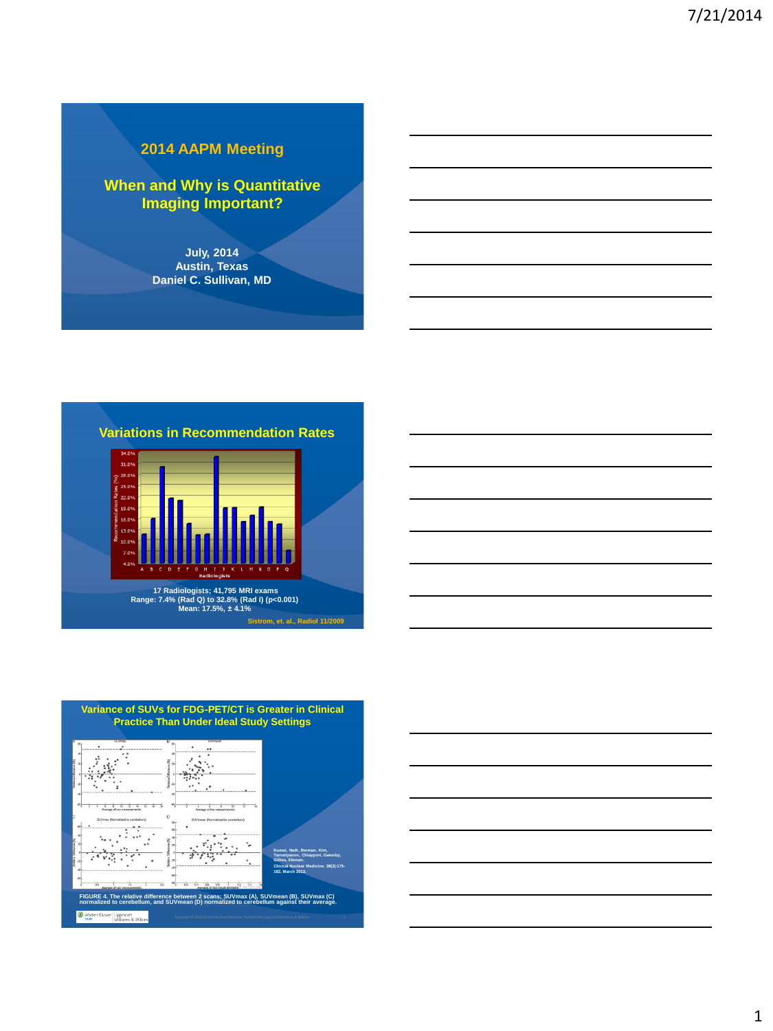# 2014 AAPM Meeting

## When and Why is Quantitative Imaging Important?

**July, 2014**
**Austin, Texas**
**Daniel C. Sullivan, MD**

## Variations in Recommendation Rates

34.0%
31.0%
28.0%
25.0%
22.0%
19.0%
16.0%
13.0%
10.0%
7.0%
4.0%

Recommendation Rates (%)

A B C D E F G H I J K L M N O P Q

Radiologists

17 Radiologists; 41,795 MRI exams
Range: 7.4% (Rad Q) to 32.8% (Rad I) (p<0.001)
Mean: 17.5%, ± 4.1%

Sistrom, et. al., Radiol 11/2009

## Variance of SUVs for FDG-PET/CT is Greater in Clinical Practice Than Under Ideal Study Settings

Kumar, Nath, Berman, Kim, Tanvetyanon, Chiappori, Gatenby, Gillies, Eikman,
Clinical Nuclear Medicine. 38(3):175-182, March 2013.

FIGURE 4. The relative difference between 2 scans; SUVmax (A), SUVmean (B), SUVmax (C) normalized to cerebellum, and SUVmean (D) normalized to cerebellum against their average.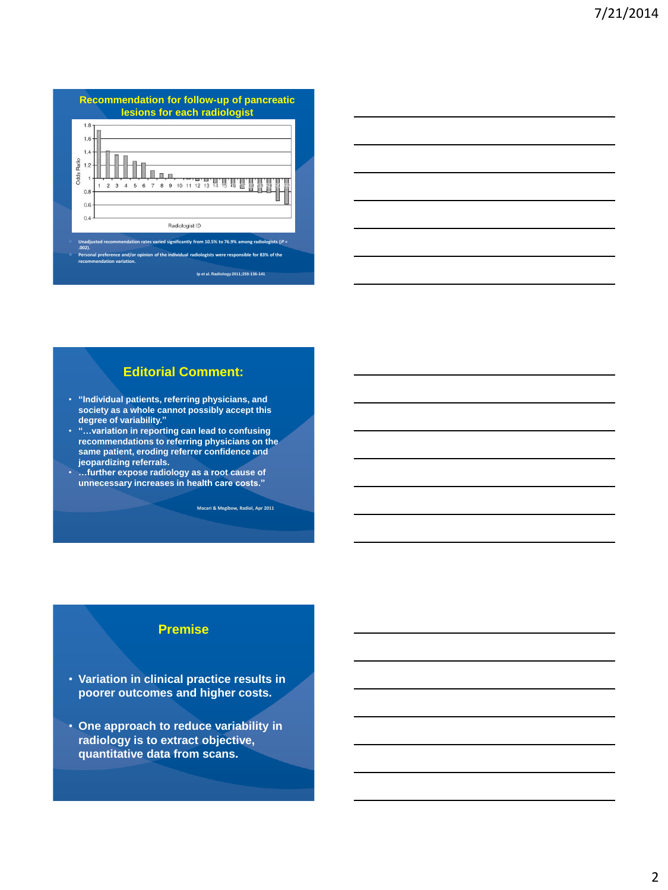## Recommendation for follow-up of pancreatic lesions for each radiologist

Odds Ratio

1.8
1.6
1.4
1.2
1
0.8
0.6
0.4

1 2 3 4 5 6 7 8 9 10 11 12 13 14 15 16 17 18 19 20 21 22

Radiologist ID

- Unadjusted recommendation rates varied significantly from 10.5% to 76.9% among radiologists (*P* = .002).
- Personal preference and/or opinion of the individual radiologists were responsible for 83% of the recommendation variation.

Ip et al. Radiology 2011;259:136-141

## Editorial Comment:

- **"Individual patients, referring physicians, and society as a whole cannot possibly accept this degree of variability."**
- **"…variation in reporting can lead to confusing recommendations to referring physicians on the same patient, eroding referrer confidence and jeopardizing referrals.**
- **…further expose radiology as a root cause of unnecessary increases in health care costs."**

Macari & Megibow, Radiol, Apr 2011

## Premise

- **Variation in clinical practice results in poorer outcomes and higher costs.**
- **One approach to reduce variability in radiology is to extract objective, quantitative data from scans.**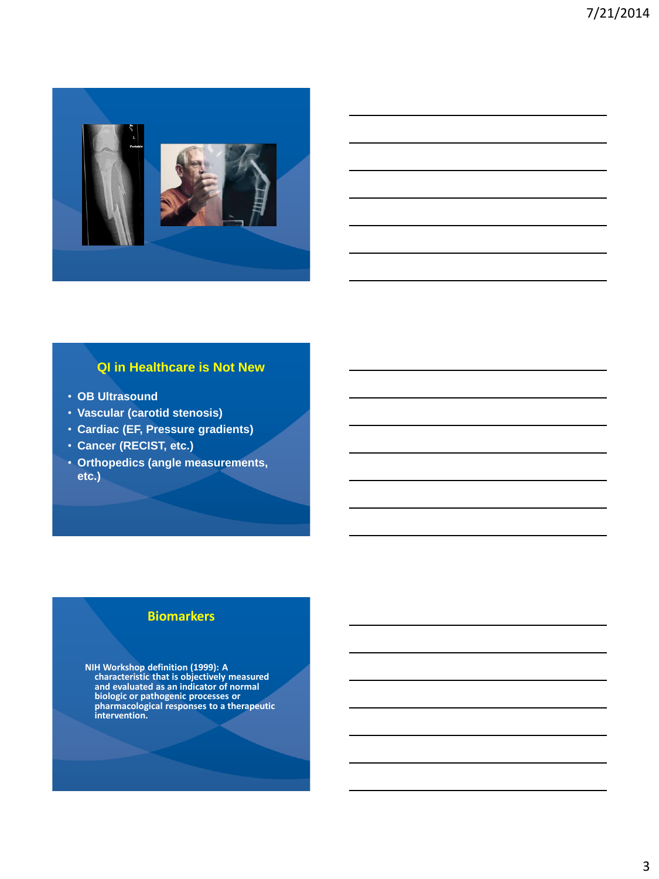## QI in Healthcare is Not New

- OB Ultrasound
- Vascular (carotid stenosis)
- Cardiac (EF, Pressure gradients)
- Cancer (RECIST, etc.)
- Orthopedics (angle measurements, etc.)

## Biomarkers

NIH Workshop definition (1999): A characteristic that is objectively measured and evaluated as an indicator of normal biologic or pathogenic processes or pharmacological responses to a therapeutic intervention.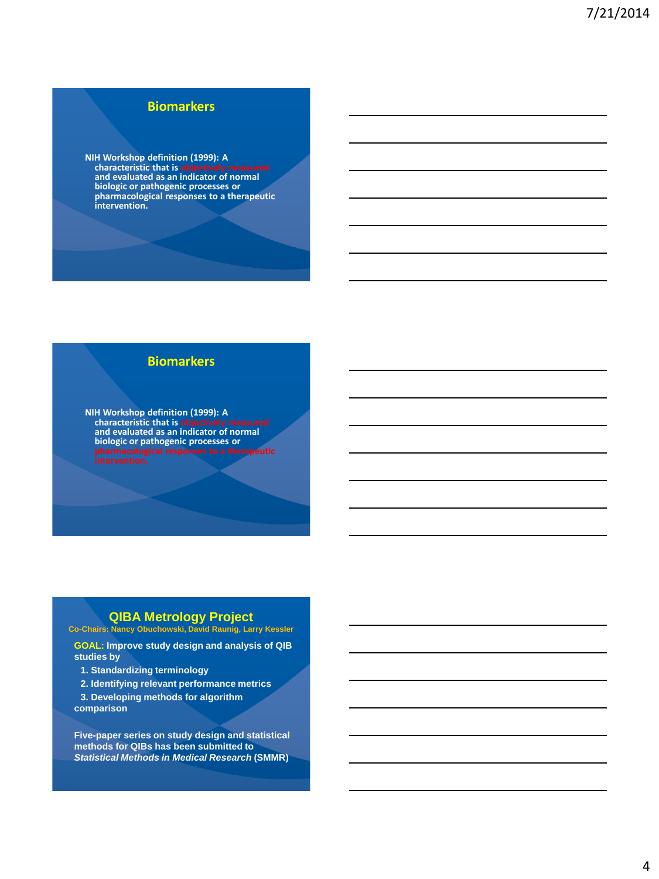## Biomarkers

NIH Workshop definition (1999): A characteristic that is objectively measured and evaluated as an indicator of normal biologic or pathogenic processes or pharmacological responses to a therapeutic intervention.

## Biomarkers

NIH Workshop definition (1999): A characteristic that is objectively measured and evaluated as an indicator of normal biologic or pathogenic processes or pharmacological responses to a therapeutic intervention.

## QIBA Metrology Project

Co-Chairs: Nancy Obuchowski, David Raunig, Larry Kessler

GOAL: Improve study design and analysis of QIB studies by

1. Standardizing terminology
2. Identifying relevant performance metrics
3. Developing methods for algorithm comparison

Five-paper series on study design and statistical methods for QIBs has been submitted to *Statistical Methods in Medical Research* (SMMR)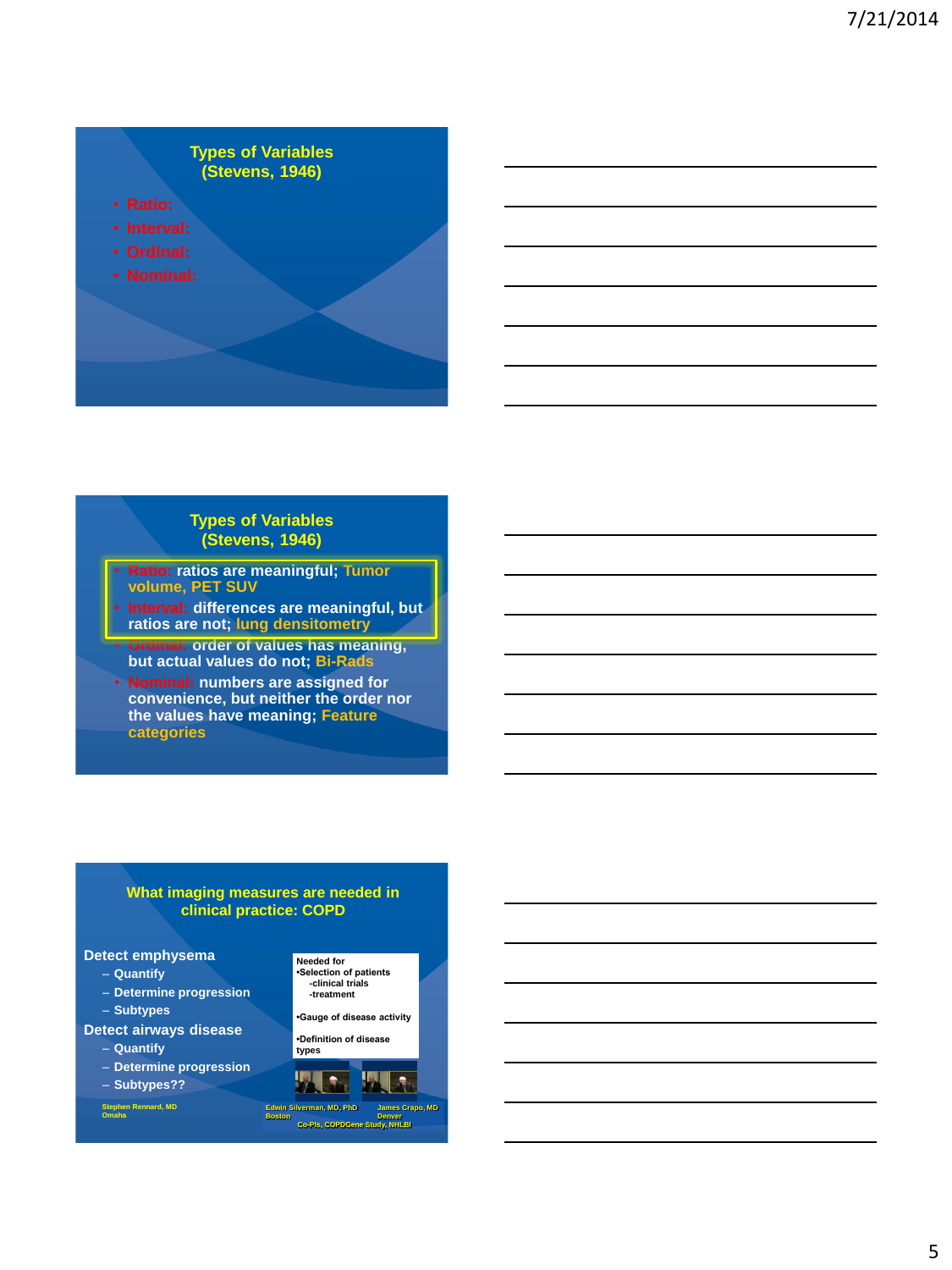## Types of Variables (Stevens, 1946)

- Ratio:
- Interval:
- Ordinal:
- Nominal:

## Types of Variables (Stevens, 1946)

- Ratio: ratios are meaningful; Tumor volume, PET SUV
- Interval: differences are meaningful, but ratios are not; lung densitometry
- Ordinal: order of values has meaning, but actual values do not; Bi-Rads
- Nominal: numbers are assigned for convenience, but neither the order nor the values have meaning; Feature categories

## What imaging measures are needed in clinical practice: COPD

Detect emphysema
- Quantify
- Determine progression
- Subtypes

Detect airways disease
- Quantify
- Determine progression
- Subtypes??

Needed for
- •Selection of patients
  - -clinical trials
  - -treatment
- •Gauge of disease activity
- •Definition of disease types

Stephen Rennard, MD
Omaha

Edwin Silverman, MD, PhD
Boston

James Crapo, MD
Denver

Co-PIs, COPDGene Study, NHLBI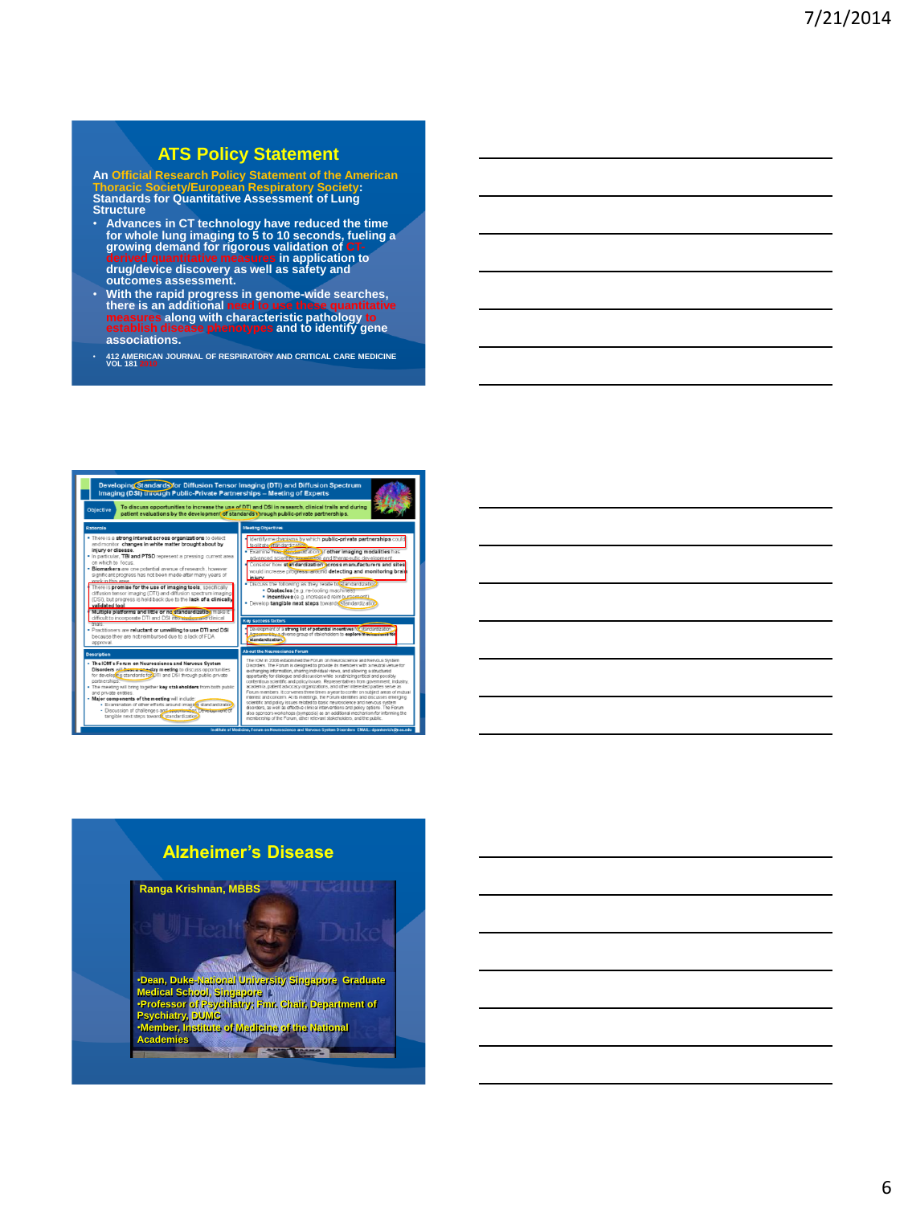## ATS Policy Statement

An Official Research Policy Statement of the American Thoracic Society/European Respiratory Society: Standards for Quantitative Assessment of Lung Structure

- Advances in CT technology have reduced the time for whole lung imaging to 5 to 10 seconds, fueling a growing demand for rigorous validation of CT-derived quantitative measures in application to drug/device discovery as well as safety and outcomes assessment.
- With the rapid progress in genome-wide searches, there is an additional need to use these quantitative measures along with characteristic pathology to establish disease phenotypes and to identify gene associations.
- 412 AMERICAN JOURNAL OF RESPIRATORY AND CRITICAL CARE MEDICINE VOL 181 2010

Developing Standards for Diffusion Tensor Imaging (DTI) and Diffusion Spectrum Imaging (DSI) through Public-Private Partnerships – Meeting of Experts

Objective: To discuss opportunities to increase the use of DTI and DSI in research, clinical trails and during patient evaluations by the development of standards through public-private partnerships.

Rationale
- There is a strong interest across organizations to detect and monitor changes in white matter brought about by injury or disease.
- In particular, TBI and PTSD represent a pressing current area on which to focus.
- Biomarkers are one potential avenue of research, however significant progress has not been made after many years of work in this area.
- There is promise for the use of imaging tools, specifically diffusion tensor imaging (DTI) and diffusion spectrum imaging (DSI), but progress is held back due to the lack of a clinically validated tool.
- Multiple platforms and little or no standardization make it difficult to incorporate DTI and DSI into research and clinical trials.
- Practitioners are reluctant or unwilling to use DTI and DSI because they are not reimbursed due to a lack of FDA approval.

Description
- The IOM's Forum on Neuroscience and Nervous System Disorders will host a one-day meeting to discuss opportunities for developing standards for DTI and DSI through public-private partnerships.
- The meeting will bring together key stakeholders from both public and private entities.
- Major components of the meeting will include:
  - Examination of other efforts around imaging standardization
  - Discussion of challenges and opportunities. Development of tangible next steps towards standardization.

Meeting Objectives
- Identify mechanisms by which public-private partnerships could facilitate standardization.
- Examine how standardization of other imaging modalities has advanced scientific research and therapeutic development.
- Consider how standardization across manufacturers and sites would increase progress around detecting and monitoring brain injury.
- Discuss the following as they relate to standardization:
  - Obstacles (e.g. re-tooling machines)
  - Incentives (e.g. increased reimbursement)
- Develop tangible next steps towards standardization.

Key success factors
- Development of a strong list of potential incentives for standardization.
- Agreement by a diverse group of stakeholders to explore mechanisms for standardization.

About the Neuroscience Forum

The IOM in 2006 established the Forum on Neuroscience and Nervous System Disorders. The Forum is designed to provide its members with a neutral venue for exchanging information, sharing individual views, and allowing a structured opportunity for dialogue and discussion while scrutinizing critical and possibly contentious scientific and policy issues. Representatives from government, industry, academia, patient advocacy organizations, and other interested parties serve as Forum members. It convenes three times a year to confer on subject areas of mutual interest and concern. At its meetings, the Forum identifies and discusses emerging scientific and policy issues related to basic neuroscience and nervous system disorders, as well as effective clinical interventions and policy options. The Forum also sponsors workshops (symposia) as an additional mechanism for informing the membership of the Forum, other relevant stakeholders, and the public.

Institute of Medicine, Forum on Neuroscience and Nervous System Disorders EMAIL: dpankevich@nas.edu

## Alzheimer's Disease

Ranga Krishnan, MBBS

- Dean, Duke-National University Singapore Graduate Medical School, Singapore
- Professor of Psychiatry; Fmr. Chair, Department of Psychiatry, DUMC
- Member, Institute of Medicine of the National Academies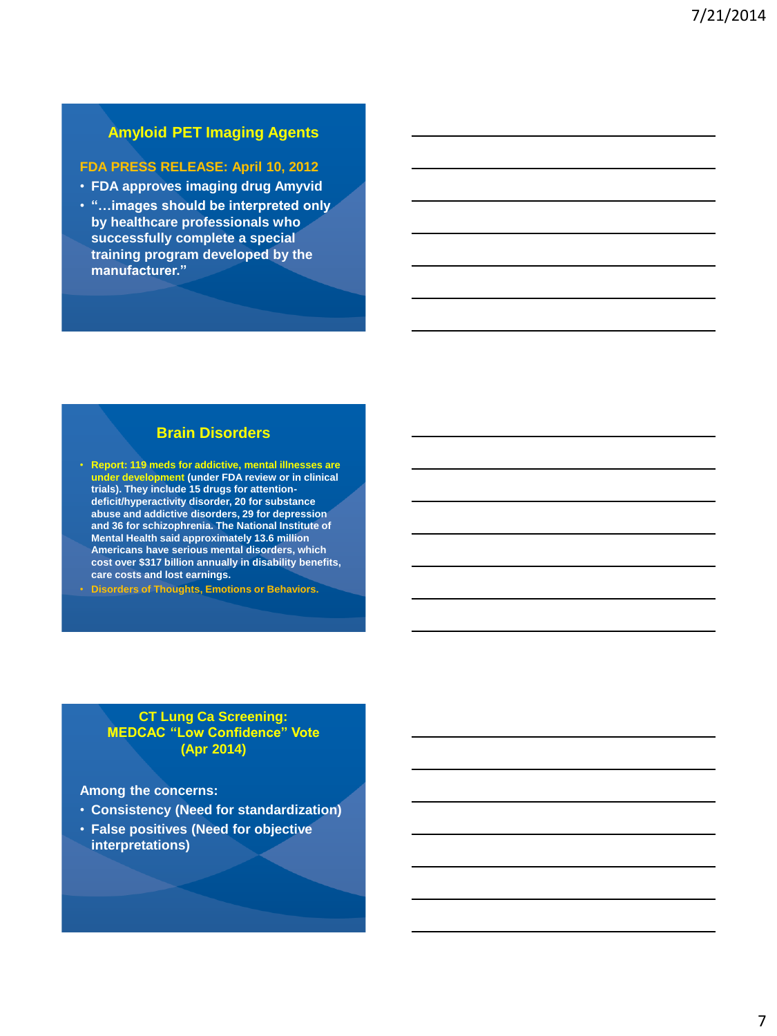## Amyloid PET Imaging Agents

**FDA PRESS RELEASE: April 10, 2012**

- **FDA approves imaging drug Amyvid**
- **"…images should be interpreted only by healthcare professionals who successfully complete a special training program developed by the manufacturer."**

## Brain Disorders

- **Report: 119 meds for addictive, mental illnesses are under development (under FDA review or in clinical trials). They include 15 drugs for attention-deficit/hyperactivity disorder, 20 for substance abuse and addictive disorders, 29 for depression and 36 for schizophrenia. The National Institute of Mental Health said approximately 13.6 million Americans have serious mental disorders, which cost over $317 billion annually in disability benefits, care costs and lost earnings.**
- **Disorders of Thoughts, Emotions or Behaviors.**

## CT Lung Ca Screening: MEDCAC "Low Confidence" Vote (Apr 2014)

**Among the concerns:**

- **Consistency (Need for standardization)**
- **False positives (Need for objective interpretations)**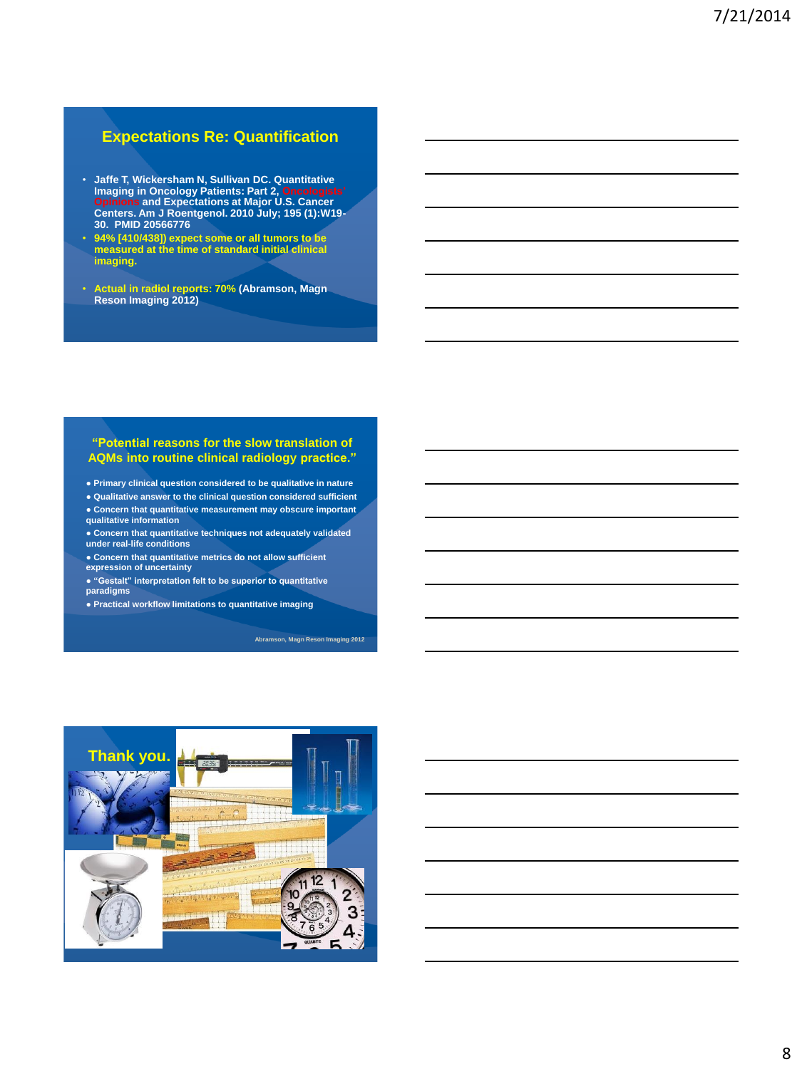## Expectations Re: Quantification

- Jaffe T, Wickersham N, Sullivan DC. Quantitative Imaging in Oncology Patients: Part 2, Oncologists' Opinions and Expectations at Major U.S. Cancer Centers. Am J Roentgenol. 2010 July; 195 (1):W19-30. PMID 20566776
- 94% [410/438]) expect some or all tumors to be measured at the time of standard initial clinical imaging.
- Actual in radiol reports: 70% (Abramson, Magn Reson Imaging 2012)

## "Potential reasons for the slow translation of AQMs into routine clinical radiology practice."

- Primary clinical question considered to be qualitative in nature
- Qualitative answer to the clinical question considered sufficient
- Concern that quantitative measurement may obscure important qualitative information
- Concern that quantitative techniques not adequately validated under real-life conditions
- Concern that quantitative metrics do not allow sufficient expression of uncertainty
- "Gestalt" interpretation felt to be superior to quantitative paradigms
- Practical workflow limitations to quantitative imaging

Abramson, Magn Reson Imaging 2012

## Thank you.